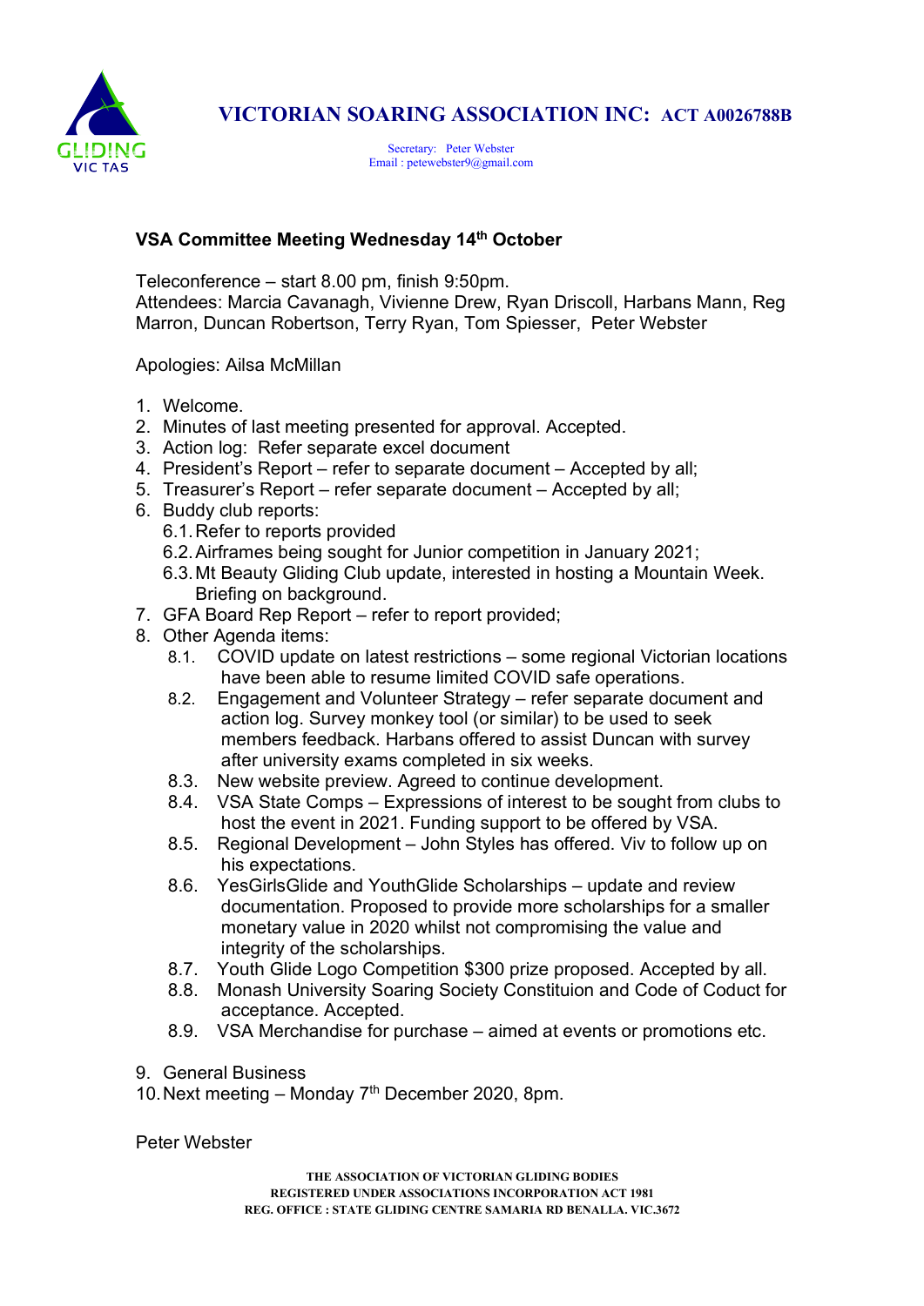# VICTORIAN SOARING ASSOCIATION INC: ACT A0026788B

Secretary: Peter Webster
Email : petewebster9@gmail.com

## VSA Committee Meeting Wednesday 14th October

Teleconference – start 8.00 pm, finish 9:50pm.
Attendees: Marcia Cavanagh, Vivienne Drew, Ryan Driscoll, Harbans Mann, Reg Marron, Duncan Robertson, Terry Ryan, Tom Spiesser, Peter Webster

Apologies: Ailsa McMillan

1. Welcome.
2. Minutes of last meeting presented for approval. Accepted.
3. Action log: Refer separate excel document
4. President's Report – refer to separate document – Accepted by all;
5. Treasurer's Report – refer separate document – Accepted by all;
6. Buddy club reports:
   - 6.1. Refer to reports provided
   - 6.2. Airframes being sought for Junior competition in January 2021;
   - 6.3. Mt Beauty Gliding Club update, interested in hosting a Mountain Week. Briefing on background.
7. GFA Board Rep Report – refer to report provided;
8. Other Agenda items:
   - 8.1. COVID update on latest restrictions – some regional Victorian locations have been able to resume limited COVID safe operations.
   - 8.2. Engagement and Volunteer Strategy – refer separate document and action log. Survey monkey tool (or similar) to be used to seek members feedback. Harbans offered to assist Duncan with survey after university exams completed in six weeks.
   - 8.3. New website preview. Agreed to continue development.
   - 8.4. VSA State Comps – Expressions of interest to be sought from clubs to host the event in 2021. Funding support to be offered by VSA.
   - 8.5. Regional Development – John Styles has offered. Viv to follow up on his expectations.
   - 8.6. YesGirlsGlide and YouthGlide Scholarships – update and review documentation. Proposed to provide more scholarships for a smaller monetary value in 2020 whilst not compromising the value and integrity of the scholarships.
   - 8.7. Youth Glide Logo Competition $300 prize proposed. Accepted by all.
   - 8.8. Monash University Soaring Society Constituion and Code of Coduct for acceptance. Accepted.
   - 8.9. VSA Merchandise for purchase – aimed at events or promotions etc.
9. General Business
10. Next meeting – Monday 7th December 2020, 8pm.

Peter Webster

THE ASSOCIATION OF VICTORIAN GLIDING BODIES
REGISTERED UNDER ASSOCIATIONS INCORPORATION ACT 1981
REG. OFFICE : STATE GLIDING CENTRE SAMARIA RD BENALLA. VIC.3672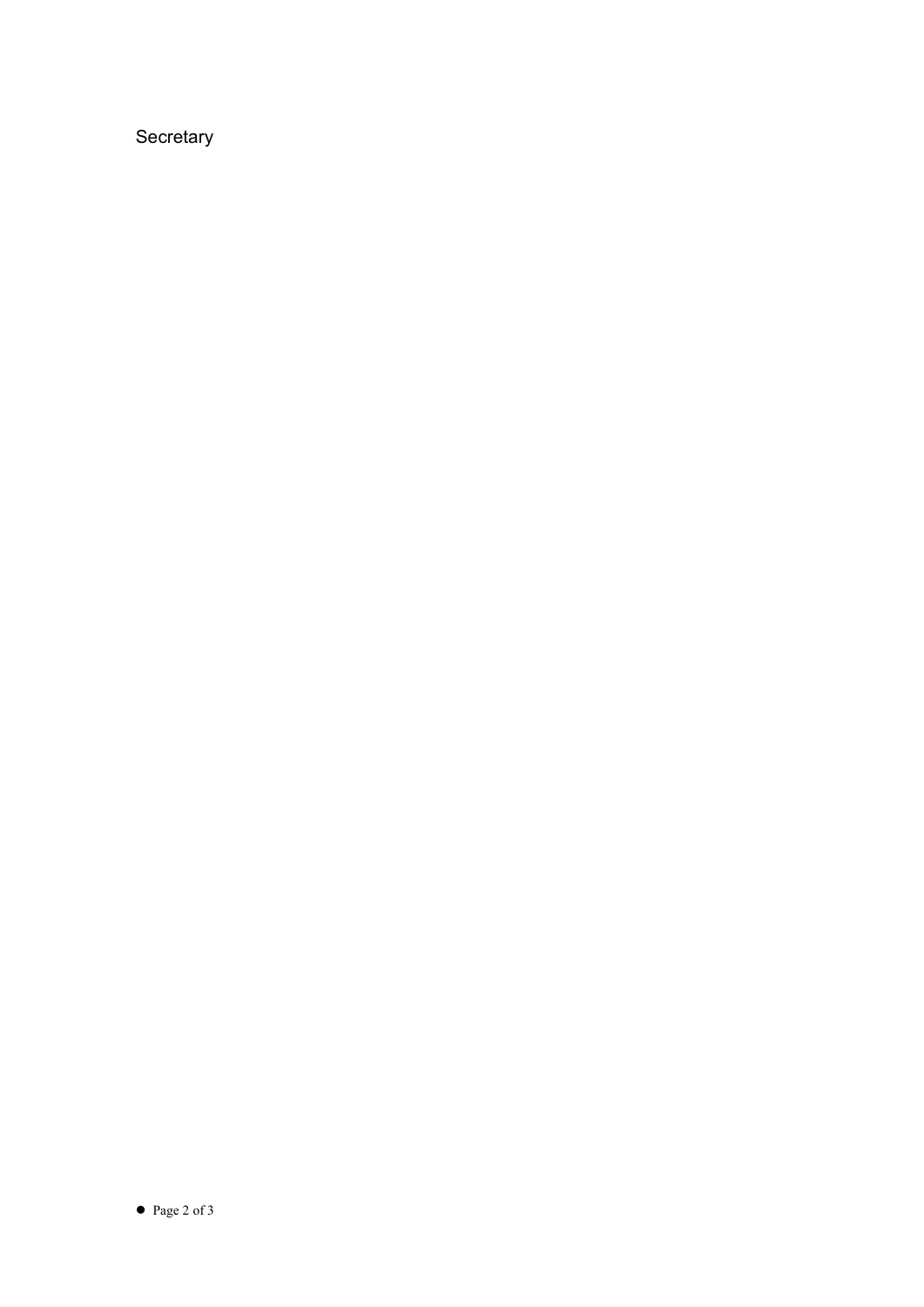Secretary